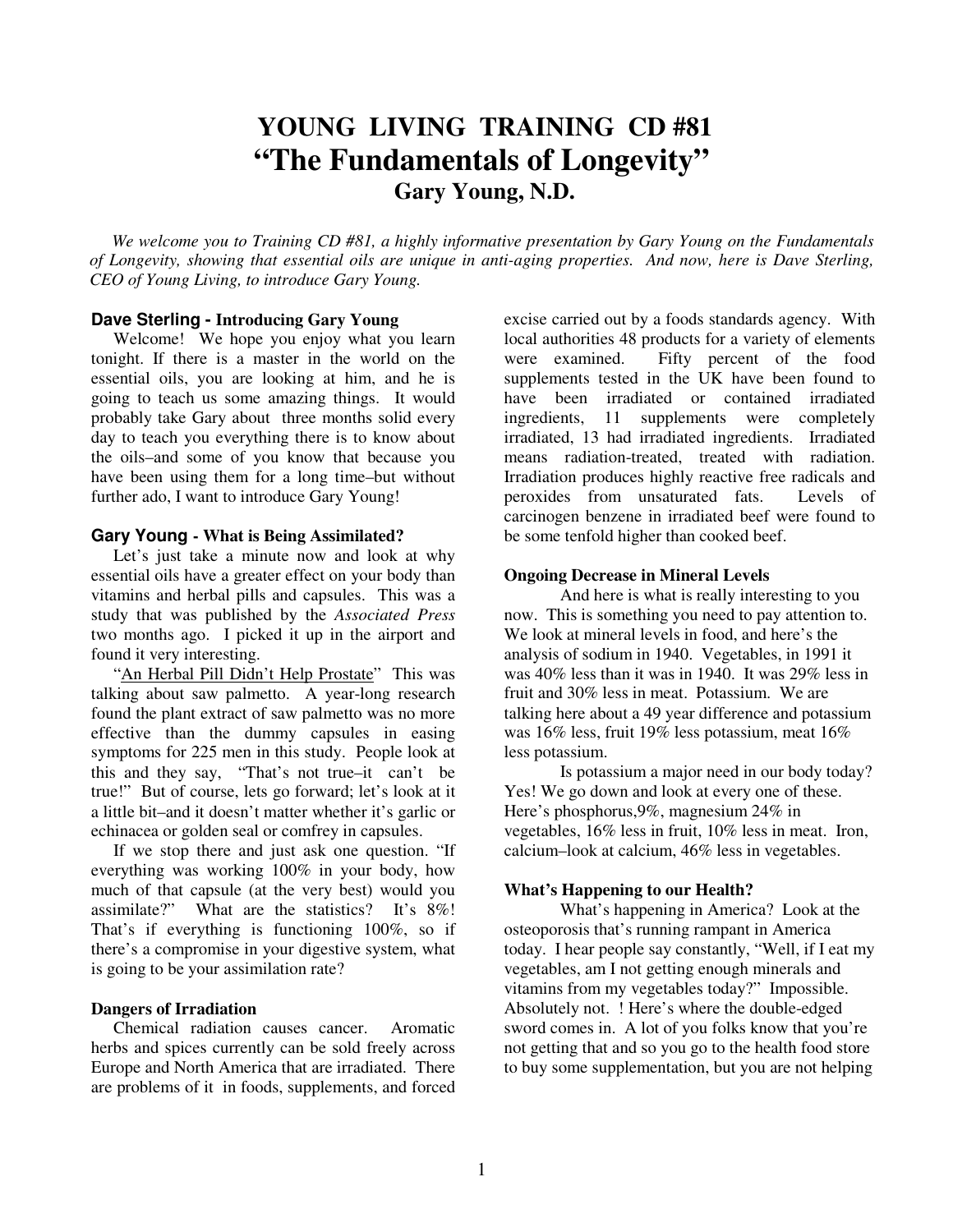# YOUNG LIVING TRAINING CD #81
# "The Fundamentals of Longevity"
## Gary Young, N.D.

*We welcome you to Training CD #81, a highly informative presentation by Gary Young on the Fundamentals of Longevity, showing that essential oils are unique in anti-aging properties. And now, here is Dave Sterling, CEO of Young Living, to introduce Gary Young.*

### Dave Sterling - Introducing Gary Young

Welcome! We hope you enjoy what you learn tonight. If there is a master in the world on the essential oils, you are looking at him, and he is going to teach us some amazing things. It would probably take Gary about three months solid every day to teach you everything there is to know about the oils–and some of you know that because you have been using them for a long time–but without further ado, I want to introduce Gary Young!

### Gary Young - What is Being Assimilated?

Let's just take a minute now and look at why essential oils have a greater effect on your body than vitamins and herbal pills and capsules. This was a study that was published by the *Associated Press* two months ago. I picked it up in the airport and found it very interesting.

"An Herbal Pill Didn't Help Prostate" This was talking about saw palmetto. A year-long research found the plant extract of saw palmetto was no more effective than the dummy capsules in easing symptoms for 225 men in this study. People look at this and they say, "That's not true–it can't be true!" But of course, lets go forward; let's look at it a little bit–and it doesn't matter whether it's garlic or echinacea or golden seal or comfrey in capsules.

If we stop there and just ask one question. "If everything was working 100% in your body, how much of that capsule (at the very best) would you assimilate?" What are the statistics? It's 8%! That's if everything is functioning 100%, so if there's a compromise in your digestive system, what is going to be your assimilation rate?

#### Dangers of Irradiation

Chemical radiation causes cancer. Aromatic herbs and spices currently can be sold freely across Europe and North America that are irradiated. There are problems of it in foods, supplements, and forced excise carried out by a foods standards agency. With local authorities 48 products for a variety of elements were examined. Fifty percent of the food supplements tested in the UK have been found to have been irradiated or contained irradiated ingredients, 11 supplements were completely irradiated, 13 had irradiated ingredients. Irradiated means radiation-treated, treated with radiation. Irradiation produces highly reactive free radicals and peroxides from unsaturated fats. Levels of carcinogen benzene in irradiated beef were found to be some tenfold higher than cooked beef.

#### Ongoing Decrease in Mineral Levels

And here is what is really interesting to you now. This is something you need to pay attention to. We look at mineral levels in food, and here's the analysis of sodium in 1940. Vegetables, in 1991 it was 40% less than it was in 1940. It was 29% less in fruit and 30% less in meat. Potassium. We are talking here about a 49 year difference and potassium was 16% less, fruit 19% less potassium, meat 16% less potassium.

Is potassium a major need in our body today? Yes! We go down and look at every one of these. Here's phosphorus,9%, magnesium 24% in vegetables, 16% less in fruit, 10% less in meat. Iron, calcium–look at calcium, 46% less in vegetables.

#### What's Happening to our Health?

What's happening in America? Look at the osteoporosis that's running rampant in America today. I hear people say constantly, "Well, if I eat my vegetables, am I not getting enough minerals and vitamins from my vegetables today?" Impossible. Absolutely not. ! Here's where the double-edged sword comes in. A lot of you folks know that you're not getting that and so you go to the health food store to buy some supplementation, but you are not helping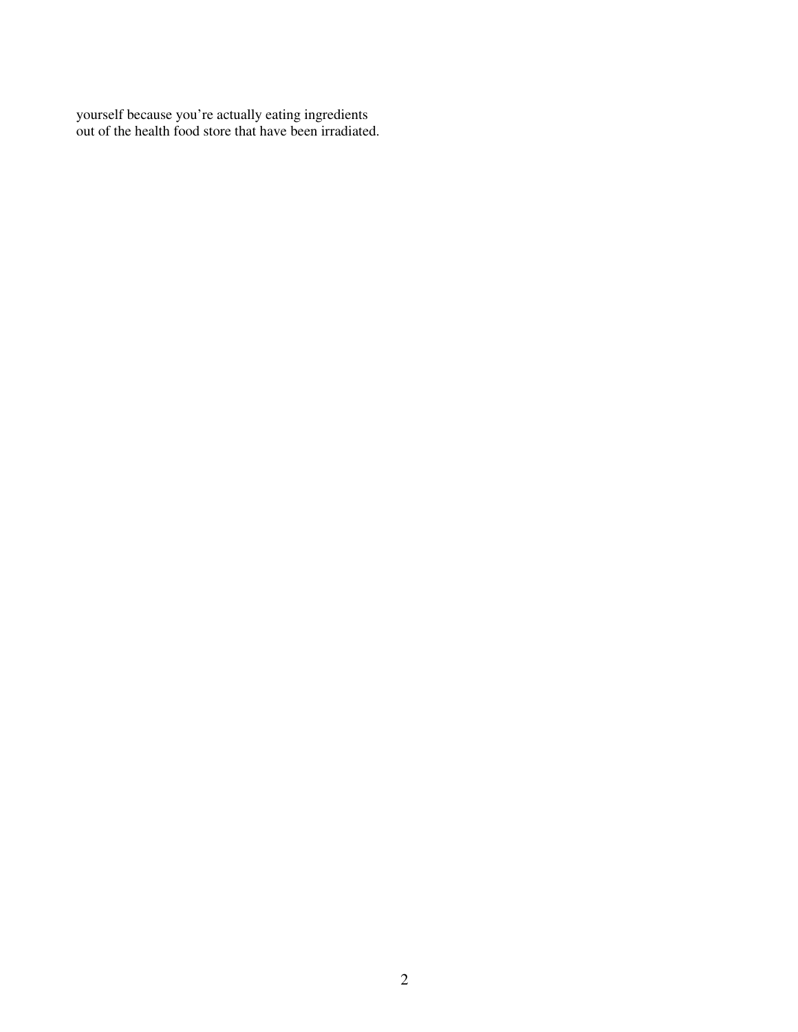yourself because you’re actually eating ingredients out of the health food store that have been irradiated.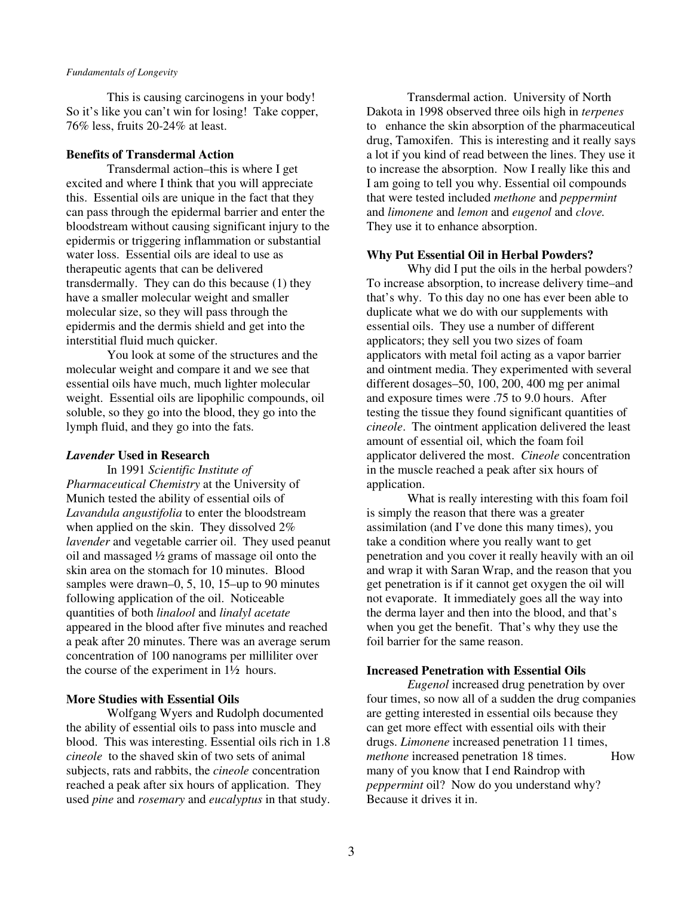This is causing carcinogens in your body! So it's like you can't win for losing! Take copper, 76% less, fruits 20-24% at least.

### Benefits of Transdermal Action

Transdermal action–this is where I get excited and where I think that you will appreciate this. Essential oils are unique in the fact that they can pass through the epidermal barrier and enter the bloodstream without causing significant injury to the epidermis or triggering inflammation or substantial water loss. Essential oils are ideal to use as therapeutic agents that can be delivered transdermally. They can do this because (1) they have a smaller molecular weight and smaller molecular size, so they will pass through the epidermis and the dermis shield and get into the interstitial fluid much quicker.

You look at some of the structures and the molecular weight and compare it and we see that essential oils have much, much lighter molecular weight. Essential oils are lipophilic compounds, oil soluble, so they go into the blood, they go into the lymph fluid, and they go into the fats.

### *Lavender* Used in Research

In 1991 *Scientific Institute of Pharmaceutical Chemistry* at the University of Munich tested the ability of essential oils of *Lavandula angustifolia* to enter the bloodstream when applied on the skin. They dissolved 2% *lavender* and vegetable carrier oil. They used peanut oil and massaged ½ grams of massage oil onto the skin area on the stomach for 10 minutes. Blood samples were drawn–0, 5, 10, 15–up to 90 minutes following application of the oil. Noticeable quantities of both *linalool* and *linalyl acetate* appeared in the blood after five minutes and reached a peak after 20 minutes. There was an average serum concentration of 100 nanograms per milliliter over the course of the experiment in 1½ hours.

### More Studies with Essential Oils

Wolfgang Wyers and Rudolph documented the ability of essential oils to pass into muscle and blood. This was interesting. Essential oils rich in 1.8 *cineole* to the shaved skin of two sets of animal subjects, rats and rabbits, the *cineole* concentration reached a peak after six hours of application. They used *pine* and *rosemary* and *eucalyptus* in that study.

Transdermal action. University of North Dakota in 1998 observed three oils high in *terpenes* to enhance the skin absorption of the pharmaceutical drug, Tamoxifen. This is interesting and it really says a lot if you kind of read between the lines. They use it to increase the absorption. Now I really like this and I am going to tell you why. Essential oil compounds that were tested included *methone* and *peppermint* and *limonene* and *lemon* and *eugenol* and *clove.* They use it to enhance absorption.

### Why Put Essential Oil in Herbal Powders?

Why did I put the oils in the herbal powders? To increase absorption, to increase delivery time–and that's why. To this day no one has ever been able to duplicate what we do with our supplements with essential oils. They use a number of different applicators; they sell you two sizes of foam applicators with metal foil acting as a vapor barrier and ointment media. They experimented with several different dosages–50, 100, 200, 400 mg per animal and exposure times were .75 to 9.0 hours. After testing the tissue they found significant quantities of *cineole*. The ointment application delivered the least amount of essential oil, which the foam foil applicator delivered the most. *Cineole* concentration in the muscle reached a peak after six hours of application.

What is really interesting with this foam foil is simply the reason that there was a greater assimilation (and I've done this many times), you take a condition where you really want to get penetration and you cover it really heavily with an oil and wrap it with Saran Wrap, and the reason that you get penetration is if it cannot get oxygen the oil will not evaporate. It immediately goes all the way into the derma layer and then into the blood, and that's when you get the benefit. That's why they use the foil barrier for the same reason.

### Increased Penetration with Essential Oils

*Eugenol* increased drug penetration by over four times, so now all of a sudden the drug companies are getting interested in essential oils because they can get more effect with essential oils with their drugs. *Limonene* increased penetration 11 times, *methone* increased penetration 18 times. How many of you know that I end Raindrop with *peppermint* oil? Now do you understand why? Because it drives it in.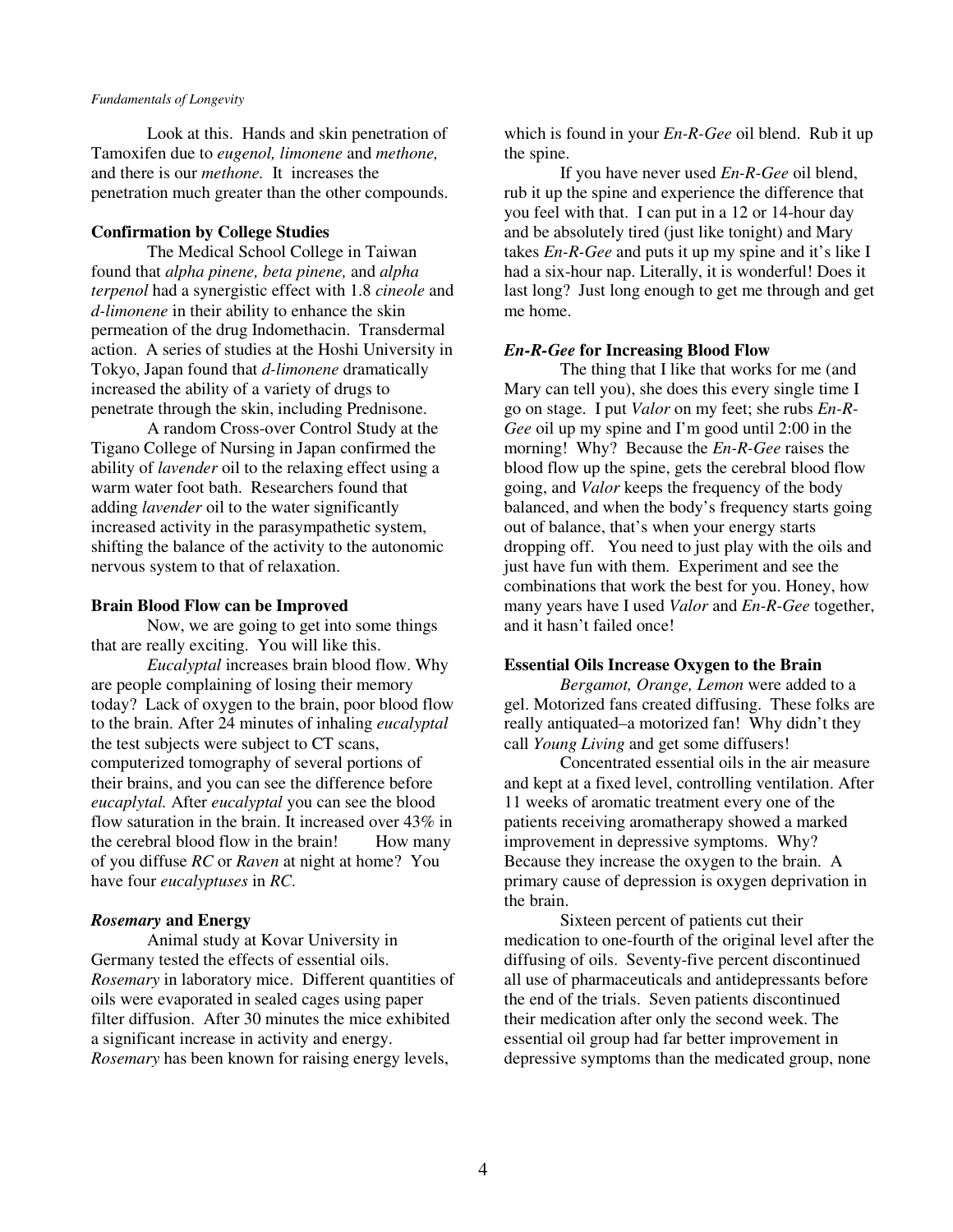Look at this. Hands and skin penetration of Tamoxifen due to *eugenol, limonene* and *methone,* and there is our *methone.* It increases the penetration much greater than the other compounds.

**Confirmation by College Studies**

The Medical School College in Taiwan found that *alpha pinene, beta pinene,* and *alpha terpenol* had a synergistic effect with 1.8 *cineole* and *d-limonene* in their ability to enhance the skin permeation of the drug Indomethacin. Transdermal action. A series of studies at the Hoshi University in Tokyo, Japan found that *d-limonene* dramatically increased the ability of a variety of drugs to penetrate through the skin, including Prednisone.

A random Cross-over Control Study at the Tigano College of Nursing in Japan confirmed the ability of *lavender* oil to the relaxing effect using a warm water foot bath. Researchers found that adding *lavender* oil to the water significantly increased activity in the parasympathetic system, shifting the balance of the activity to the autonomic nervous system to that of relaxation.

**Brain Blood Flow can be Improved**

Now, we are going to get into some things that are really exciting. You will like this.

*Eucalyptal* increases brain blood flow. Why are people complaining of losing their memory today? Lack of oxygen to the brain, poor blood flow to the brain. After 24 minutes of inhaling *eucalyptal* the test subjects were subject to CT scans, computerized tomography of several portions of their brains, and you can see the difference before *eucaplytal.* After *eucalyptal* you can see the blood flow saturation in the brain. It increased over 43% in the cerebral blood flow in the brain! How many of you diffuse *RC* or *Raven* at night at home? You have four *eucalyptuses* in *RC*.

***Rosemary* and Energy**

Animal study at Kovar University in Germany tested the effects of essential oils. *Rosemary* in laboratory mice. Different quantities of oils were evaporated in sealed cages using paper filter diffusion. After 30 minutes the mice exhibited a significant increase in activity and energy. *Rosemary* has been known for raising energy levels, which is found in your *En-R-Gee* oil blend. Rub it up the spine.

If you have never used *En-R-Gee* oil blend, rub it up the spine and experience the difference that you feel with that. I can put in a 12 or 14-hour day and be absolutely tired (just like tonight) and Mary takes *En-R-Gee* and puts it up my spine and it's like I had a six-hour nap. Literally, it is wonderful! Does it last long? Just long enough to get me through and get me home.

***En-R-Gee* for Increasing Blood Flow**

The thing that I like that works for me (and Mary can tell you), she does this every single time I go on stage. I put *Valor* on my feet; she rubs *En-R-Gee* oil up my spine and I'm good until 2:00 in the morning! Why? Because the *En-R-Gee* raises the blood flow up the spine, gets the cerebral blood flow going, and *Valor* keeps the frequency of the body balanced, and when the body's frequency starts going out of balance, that's when your energy starts dropping off. You need to just play with the oils and just have fun with them. Experiment and see the combinations that work the best for you. Honey, how many years have I used *Valor* and *En-R-Gee* together, and it hasn't failed once!

**Essential Oils Increase Oxygen to the Brain**

*Bergamot, Orange, Lemon* were added to a gel. Motorized fans created diffusing. These folks are really antiquated–a motorized fan! Why didn't they call *Young Living* and get some diffusers!

Concentrated essential oils in the air measure and kept at a fixed level, controlling ventilation. After 11 weeks of aromatic treatment every one of the patients receiving aromatherapy showed a marked improvement in depressive symptoms. Why? Because they increase the oxygen to the brain. A primary cause of depression is oxygen deprivation in the brain.

Sixteen percent of patients cut their medication to one-fourth of the original level after the diffusing of oils. Seventy-five percent discontinued all use of pharmaceuticals and antidepressants before the end of the trials. Seven patients discontinued their medication after only the second week. The essential oil group had far better improvement in depressive symptoms than the medicated group, none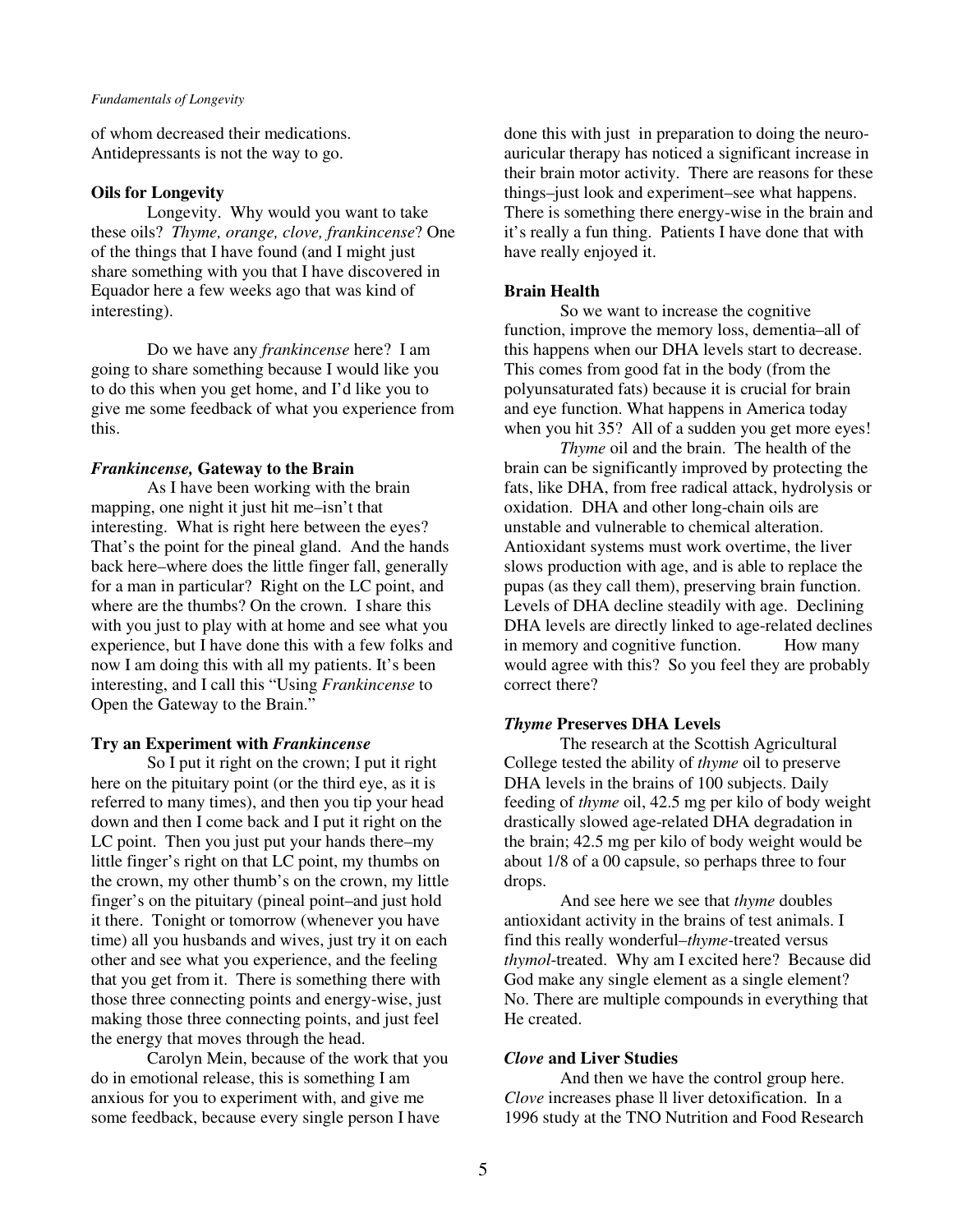of whom decreased their medications. Antidepressants is not the way to go.

**Oils for Longevity**

Longevity. Why would you want to take these oils? *Thyme, orange, clove, frankincense*? One of the things that I have found (and I might just share something with you that I have discovered in Equador here a few weeks ago that was kind of interesting).

Do we have any *frankincense* here? I am going to share something because I would like you to do this when you get home, and I'd like you to give me some feedback of what you experience from this.

***Frankincense,* Gateway to the Brain**

As I have been working with the brain mapping, one night it just hit me–isn't that interesting. What is right here between the eyes? That's the point for the pineal gland. And the hands back here–where does the little finger fall, generally for a man in particular? Right on the LC point, and where are the thumbs? On the crown. I share this with you just to play with at home and see what you experience, but I have done this with a few folks and now I am doing this with all my patients. It's been interesting, and I call this "Using *Frankincense* to Open the Gateway to the Brain."

**Try an Experiment with *Frankincense***

So I put it right on the crown; I put it right here on the pituitary point (or the third eye, as it is referred to many times), and then you tip your head down and then I come back and I put it right on the LC point. Then you just put your hands there–my little finger's right on that LC point, my thumbs on the crown, my other thumb's on the crown, my little finger's on the pituitary (pineal point–and just hold it there. Tonight or tomorrow (whenever you have time) all you husbands and wives, just try it on each other and see what you experience, and the feeling that you get from it. There is something there with those three connecting points and energy-wise, just making those three connecting points, and just feel the energy that moves through the head.

Carolyn Mein, because of the work that you do in emotional release, this is something I am anxious for you to experiment with, and give me some feedback, because every single person I have done this with just in preparation to doing the neuro-auricular therapy has noticed a significant increase in their brain motor activity. There are reasons for these things–just look and experiment–see what happens. There is something there energy-wise in the brain and it's really a fun thing. Patients I have done that with have really enjoyed it.

**Brain Health**

So we want to increase the cognitive function, improve the memory loss, dementia–all of this happens when our DHA levels start to decrease. This comes from good fat in the body (from the polyunsaturated fats) because it is crucial for brain and eye function. What happens in America today when you hit 35? All of a sudden you get more eyes!

*Thyme* oil and the brain. The health of the brain can be significantly improved by protecting the fats, like DHA, from free radical attack, hydrolysis or oxidation. DHA and other long-chain oils are unstable and vulnerable to chemical alteration. Antioxidant systems must work overtime, the liver slows production with age, and is able to replace the pupas (as they call them), preserving brain function. Levels of DHA decline steadily with age. Declining DHA levels are directly linked to age-related declines in memory and cognitive function. How many would agree with this? So you feel they are probably correct there?

***Thyme* Preserves DHA Levels**

The research at the Scottish Agricultural College tested the ability of *thyme* oil to preserve DHA levels in the brains of 100 subjects. Daily feeding of *thyme* oil, 42.5 mg per kilo of body weight drastically slowed age-related DHA degradation in the brain; 42.5 mg per kilo of body weight would be about 1/8 of a 00 capsule, so perhaps three to four drops.

And see here we see that *thyme* doubles antioxidant activity in the brains of test animals. I find this really wonderful–*thyme*-treated versus *thymol*-treated. Why am I excited here? Because did God make any single element as a single element? No. There are multiple compounds in everything that He created.

***Clove* and Liver Studies**

And then we have the control group here. *Clove* increases phase ll liver detoxification. In a 1996 study at the TNO Nutrition and Food Research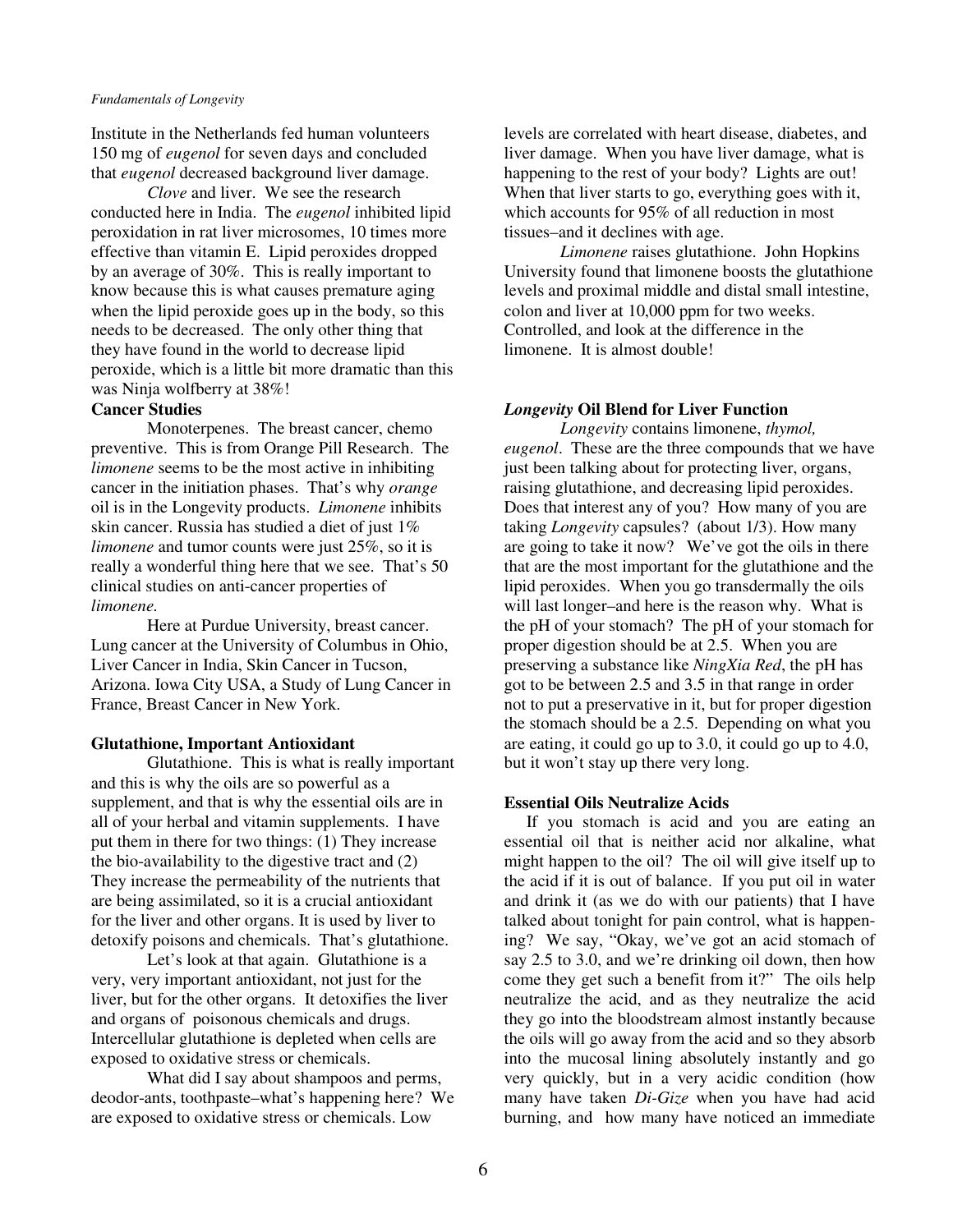Institute in the Netherlands fed human volunteers 150 mg of *eugenol* for seven days and concluded that *eugenol* decreased background liver damage.

*Clove* and liver. We see the research conducted here in India. The *eugenol* inhibited lipid peroxidation in rat liver microsomes, 10 times more effective than vitamin E. Lipid peroxides dropped by an average of 30%. This is really important to know because this is what causes premature aging when the lipid peroxide goes up in the body, so this needs to be decreased. The only other thing that they have found in the world to decrease lipid peroxide, which is a little bit more dramatic than this was Ninja wolfberry at 38%!

**Cancer Studies**

Monoterpenes. The breast cancer, chemo preventive. This is from Orange Pill Research. The *limonene* seems to be the most active in inhibiting cancer in the initiation phases. That's why *orange* oil is in the Longevity products. *Limonene* inhibits skin cancer. Russia has studied a diet of just 1% *limonene* and tumor counts were just 25%, so it is really a wonderful thing here that we see. That's 50 clinical studies on anti-cancer properties of *limonene.*

Here at Purdue University, breast cancer. Lung cancer at the University of Columbus in Ohio, Liver Cancer in India, Skin Cancer in Tucson, Arizona. Iowa City USA, a Study of Lung Cancer in France, Breast Cancer in New York.

**Glutathione, Important Antioxidant**

Glutathione. This is what is really important and this is why the oils are so powerful as a supplement, and that is why the essential oils are in all of your herbal and vitamin supplements. I have put them in there for two things: (1) They increase the bio-availability to the digestive tract and (2) They increase the permeability of the nutrients that are being assimilated, so it is a crucial antioxidant for the liver and other organs. It is used by liver to detoxify poisons and chemicals. That's glutathione.

Let's look at that again. Glutathione is a very, very important antioxidant, not just for the liver, but for the other organs. It detoxifies the liver and organs of poisonous chemicals and drugs. Intercellular glutathione is depleted when cells are exposed to oxidative stress or chemicals.

What did I say about shampoos and perms, deodor-ants, toothpaste–what's happening here? We are exposed to oxidative stress or chemicals. Low levels are correlated with heart disease, diabetes, and liver damage. When you have liver damage, what is happening to the rest of your body? Lights are out! When that liver starts to go, everything goes with it, which accounts for 95% of all reduction in most tissues–and it declines with age.

*Limonene* raises glutathione. John Hopkins University found that limonene boosts the glutathione levels and proximal middle and distal small intestine, colon and liver at 10,000 ppm for two weeks. Controlled, and look at the difference in the limonene. It is almost double!

***Longevity* Oil Blend for Liver Function**

*Longevity* contains limonene, *thymol, eugenol*. These are the three compounds that we have just been talking about for protecting liver, organs, raising glutathione, and decreasing lipid peroxides. Does that interest any of you? How many of you are taking *Longevity* capsules? (about 1/3). How many are going to take it now? We've got the oils in there that are the most important for the glutathione and the lipid peroxides. When you go transdermally the oils will last longer–and here is the reason why. What is the pH of your stomach? The pH of your stomach for proper digestion should be at 2.5. When you are preserving a substance like *NingXia Red*, the pH has got to be between 2.5 and 3.5 in that range in order not to put a preservative in it, but for proper digestion the stomach should be a 2.5. Depending on what you are eating, it could go up to 3.0, it could go up to 4.0, but it won't stay up there very long.

**Essential Oils Neutralize Acids**

If you stomach is acid and you are eating an essential oil that is neither acid nor alkaline, what might happen to the oil? The oil will give itself up to the acid if it is out of balance. If you put oil in water and drink it (as we do with our patients) that I have talked about tonight for pain control, what is happening? We say, "Okay, we've got an acid stomach of say 2.5 to 3.0, and we're drinking oil down, then how come they get such a benefit from it?" The oils help neutralize the acid, and as they neutralize the acid they go into the bloodstream almost instantly because the oils will go away from the acid and so they absorb into the mucosal lining absolutely instantly and go very quickly, but in a very acidic condition (how many have taken *Di-Gize* when you have had acid burning, and how many have noticed an immediate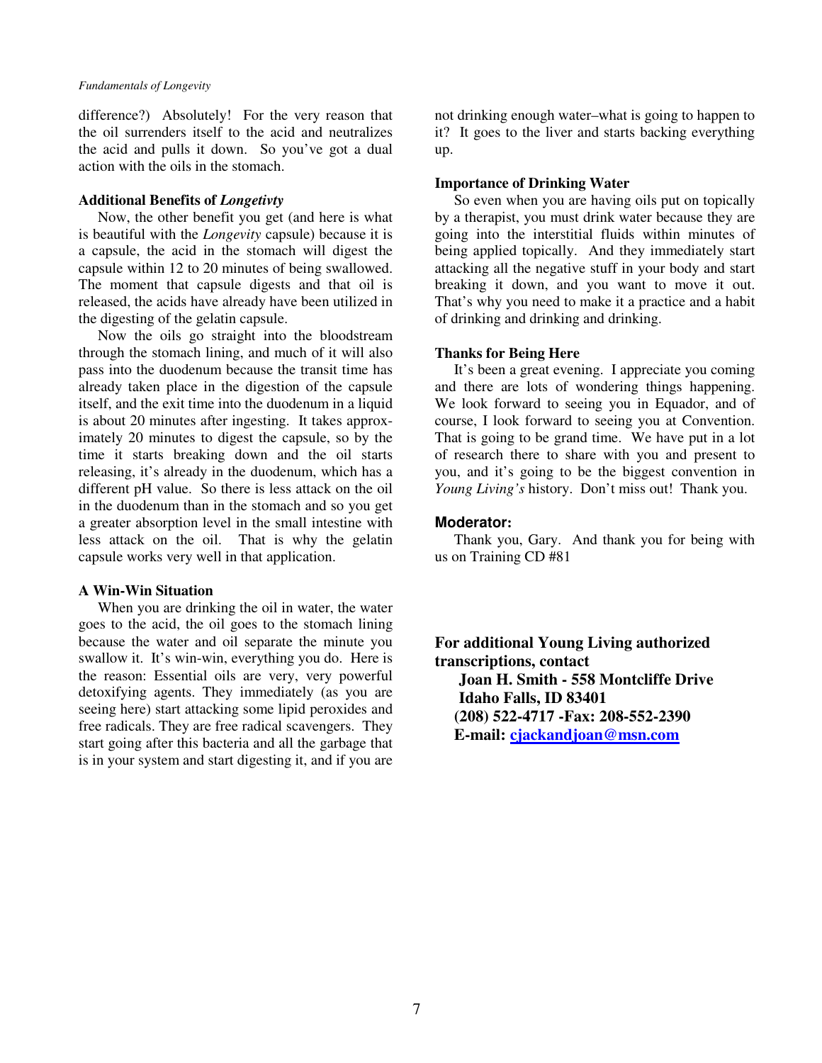difference?) Absolutely! For the very reason that the oil surrenders itself to the acid and neutralizes the acid and pulls it down. So you've got a dual action with the oils in the stomach.

### Additional Benefits of *Longetivty*

Now, the other benefit you get (and here is what is beautiful with the *Longevity* capsule) because it is a capsule, the acid in the stomach will digest the capsule within 12 to 20 minutes of being swallowed. The moment that capsule digests and that oil is released, the acids have already have been utilized in the digesting of the gelatin capsule.

Now the oils go straight into the bloodstream through the stomach lining, and much of it will also pass into the duodenum because the transit time has already taken place in the digestion of the capsule itself, and the exit time into the duodenum in a liquid is about 20 minutes after ingesting. It takes approximately 20 minutes to digest the capsule, so by the time it starts breaking down and the oil starts releasing, it's already in the duodenum, which has a different pH value. So there is less attack on the oil in the duodenum than in the stomach and so you get a greater absorption level in the small intestine with less attack on the oil. That is why the gelatin capsule works very well in that application.

### A Win-Win Situation

When you are drinking the oil in water, the water goes to the acid, the oil goes to the stomach lining because the water and oil separate the minute you swallow it. It's win-win, everything you do. Here is the reason: Essential oils are very, very powerful detoxifying agents. They immediately (as you are seeing here) start attacking some lipid peroxides and free radicals. They are free radical scavengers. They start going after this bacteria and all the garbage that is in your system and start digesting it, and if you are not drinking enough water–what is going to happen to it? It goes to the liver and starts backing everything up.

### Importance of Drinking Water

So even when you are having oils put on topically by a therapist, you must drink water because they are going into the interstitial fluids within minutes of being applied topically. And they immediately start attacking all the negative stuff in your body and start breaking it down, and you want to move it out. That's why you need to make it a practice and a habit of drinking and drinking and drinking.

### Thanks for Being Here

It's been a great evening. I appreciate you coming and there are lots of wondering things happening. We look forward to seeing you in Equador, and of course, I look forward to seeing you at Convention. That is going to be grand time. We have put in a lot of research there to share with you and present to you, and it's going to be the biggest convention in *Young Living's* history. Don't miss out! Thank you.

### Moderator:

Thank you, Gary. And thank you for being with us on Training CD #81

**For additional Young Living authorized transcriptions, contact**
**Joan H. Smith - 558 Montcliffe Drive**
**Idaho Falls, ID 83401**
**(208) 522-4717 -Fax: 208-552-2390**
**E-mail: cjackandjoan@msn.com**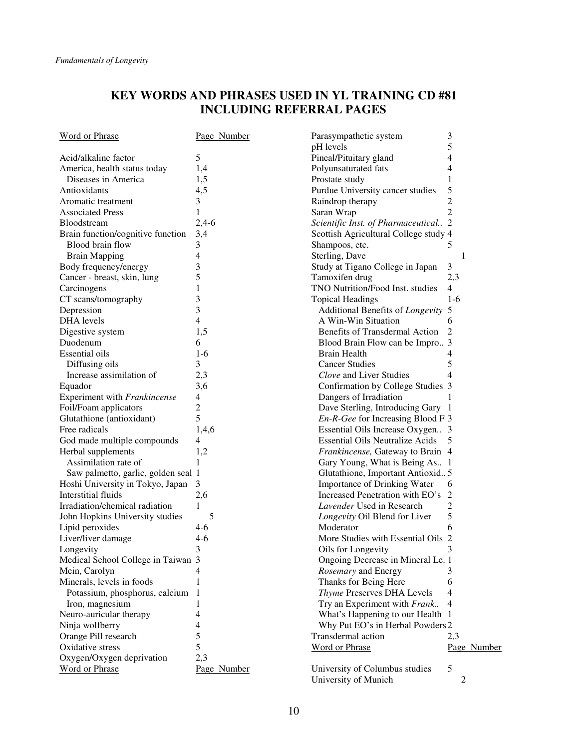## KEY WORDS AND PHRASES USED IN YL TRAINING CD #81 INCLUDING REFERRAL PAGES

| Word or Phrase | Page Number |
|---|---|
| Acid/alkaline factor | 5 |
| America, health status today | 1,4 |
| Diseases in America | 1,5 |
| Antioxidants | 4,5 |
| Aromatic treatment | 3 |
| Associated Press | 1 |
| Bloodstream | 2,4-6 |
| Brain function/cognitive function | 3,4 |
| Blood brain flow | 3 |
| Brain Mapping | 4 |
| Body frequency/energy | 3 |
| Cancer - breast, skin, lung | 5 |
| Carcinogens | 1 |
| CT scans/tomography | 3 |
| Depression | 3 |
| DHA levels | 4 |
| Digestive system | 1,5 |
| Duodenum | 6 |
| Essential oils | 1-6 |
| Diffusing oils | 3 |
| Increase assimilation of | 2,3 |
| Equador | 3,6 |
| Experiment with *Frankincense* | 4 |
| Foil/Foam applicators | 2 |
| Glutathione (antioxidant) | 5 |
| Free radicals | 1,4,6 |
| God made multiple compounds | 4 |
| Herbal supplements | 1,2 |
| Assimilation rate of | 1 |
| Saw palmetto, garlic, golden seal | 1 |
| Hoshi University in Tokyo, Japan | 3 |
| Interstitial fluids | 2,6 |
| Irradiation/chemical radiation | 1 |
| John Hopkins University studies | 5 |
| Lipid peroxides | 4-6 |
| Liver/liver damage | 4-6 |
| Longevity | 3 |
| Medical School College in Taiwan | 3 |
| Mein, Carolyn | 4 |
| Minerals, levels in foods | 1 |
| Potassium, phosphorus, calcium | 1 |
| Iron, magnesium | 1 |
| Neuro-auricular therapy | 4 |
| Ninja wolfberry | 4 |
| Orange Pill research | 5 |
| Oxidative stress | 5 |
| Oxygen/Oxygen deprivation | 2,3 |
| Parasympathetic system | 3 |
| pH levels | 5 |
| Pineal/Pituitary gland | 4 |
| Polyunsaturated fats | 4 |
| Prostate study | 1 |
| Purdue University cancer studies | 5 |
| Raindrop therapy | 2 |
| Saran Wrap | 2 |
| *Scientific Inst. of Pharmaceutical..* | 2 |
| Scottish Agricultural College study | 4 |
| Shampoos, etc. | 5 |
| Sterling, Dave | 1 |
| Study at Tigano College in Japan | 3 |
| Tamoxifen drug | 2,3 |
| TNO Nutrition/Food Inst. studies | 4 |
| Topical Headings | 1-6 |
| Additional Benefits of *Longevity* | 5 |
| A Win-Win Situation | 6 |
| Benefits of Transdermal Action | 2 |
| Blood Brain Flow can be Impro.. | 3 |
| Brain Health | 4 |
| Cancer Studies | 5 |
| *Clove* and Liver Studies | 4 |
| Confirmation by College Studies | 3 |
| Dangers of Irradiation | 1 |
| Dave Sterling, Introducing Gary | 1 |
| *En-R-Gee* for Increasing Blood F | 3 |
| Essential Oils Increase Oxygen.. | 3 |
| Essential Oils Neutralize Acids | 5 |
| *Frankincense,* Gateway to Brain | 4 |
| Gary Young, What is Being As.. | 1 |
| Glutathione, Important Antioxid.. | 5 |
| Importance of Drinking Water | 6 |
| Increased Penetration with EO's | 2 |
| *Lavender* Used in Research | 2 |
| *Longevity* Oil Blend for Liver | 5 |
| Moderator | 6 |
| More Studies with Essential Oils | 2 |
| Oils for Longevity | 3 |
| Ongoing Decrease in Mineral Le. | 1 |
| *Rosemary* and Energy | 3 |
| Thanks for Being Here | 6 |
| *Thyme* Preserves DHA Levels | 4 |
| Try an Experiment with *Frank..* | 4 |
| What's Happening to our Health | 1 |
| Why Put EO's in Herbal Powders | 2 |
| Transdermal action | 2,3 |
| University of Columbus studies | 5 |
| University of Munich | 2 |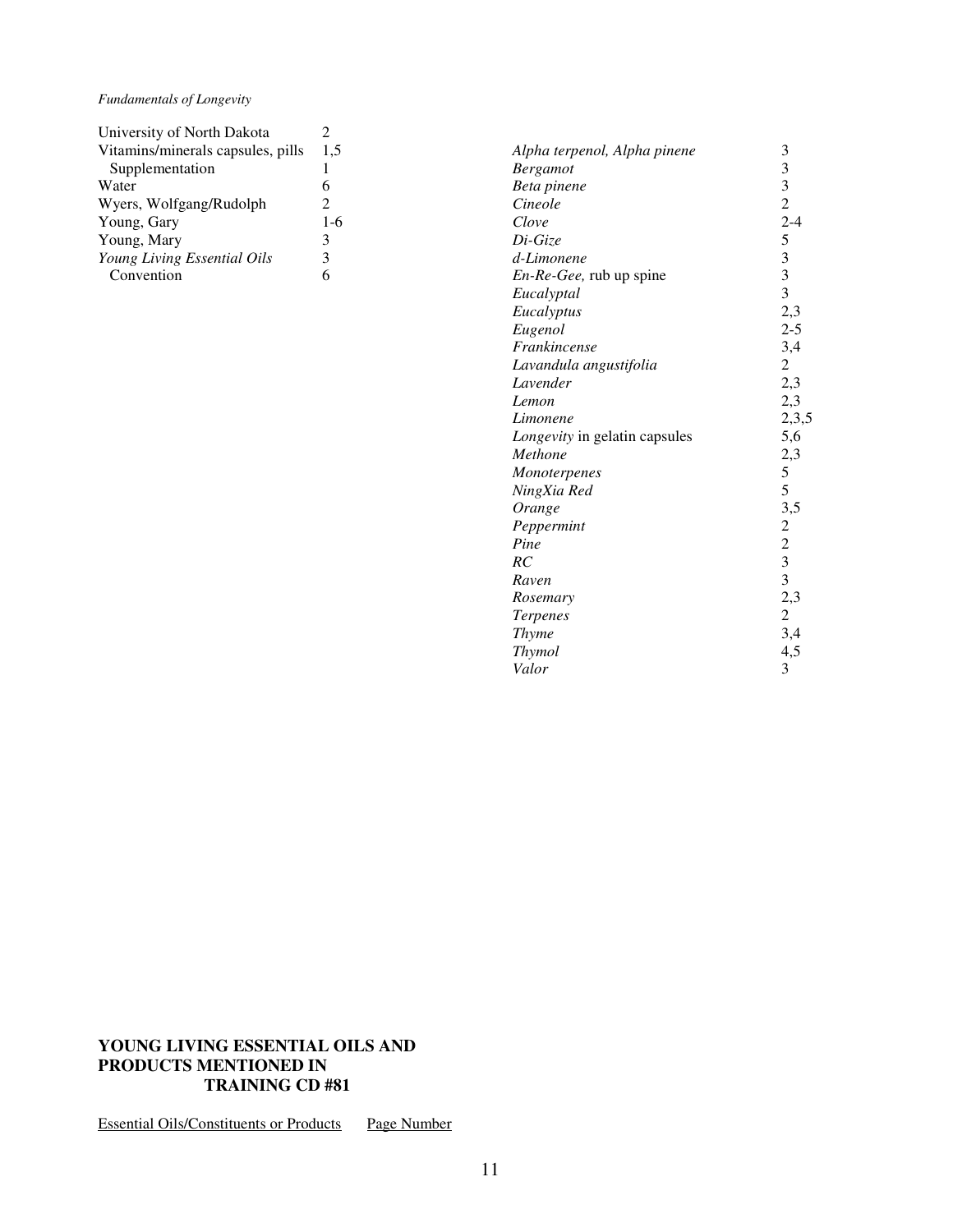| | |
|---|---|
| University of North Dakota | 2 |
| Vitamins/minerals capsules, pills | 1,5 |
| Supplementation | 1 |
| Water | 6 |
| Wyers, Wolfgang/Rudolph | 2 |
| Young, Gary | 1-6 |
| Young, Mary | 3 |
| *Young Living Essential Oils* | 3 |
| Convention | 6 |

| | |
|---|---|
| *Alpha terpenol, Alpha pinene* | 3 |
| *Bergamot* | 3 |
| *Beta pinene* | 3 |
| *Cineole* | 2 |
| *Clove* | 2-4 |
| *Di-Gize* | 5 |
| *d-Limonene* | 3 |
| *En-Re-Gee,* rub up spine | 3 |
| *Eucalyptal* | 3 |
| *Eucalyptus* | 2,3 |
| *Eugenol* | 2-5 |
| *Frankincense* | 3,4 |
| *Lavandula angustifolia* | 2 |
| *Lavender* | 2,3 |
| *Lemon* | 2,3 |
| *Limonene* | 2,3,5 |
| *Longevity* in gelatin capsules | 5,6 |
| *Methone* | 2,3 |
| *Monoterpenes* | 5 |
| *NingXia Red* | 5 |
| *Orange* | 3,5 |
| *Peppermint* | 2 |
| *Pine* | 2 |
| *RC* | 3 |
| *Raven* | 3 |
| *Rosemary* | 2,3 |
| *Terpenes* | 2 |
| *Thyme* | 3,4 |
| *Thymol* | 4,5 |
| *Valor* | 3 |

**YOUNG LIVING ESSENTIAL OILS AND PRODUCTS MENTIONED IN TRAINING CD #81**

Essential Oils/Constituents or Products    Page Number